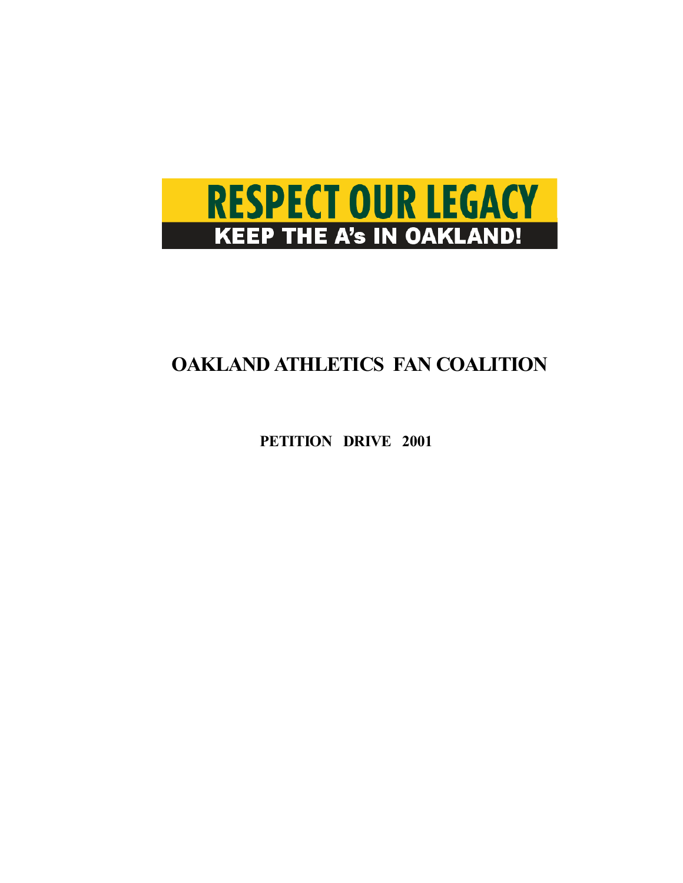# RESPECT OUR LEGACY

## KEEP THE A's IN OAKLAND!

# OAKLAND ATHLETICS FAN COALITION

**PETITION DRIVE 2001**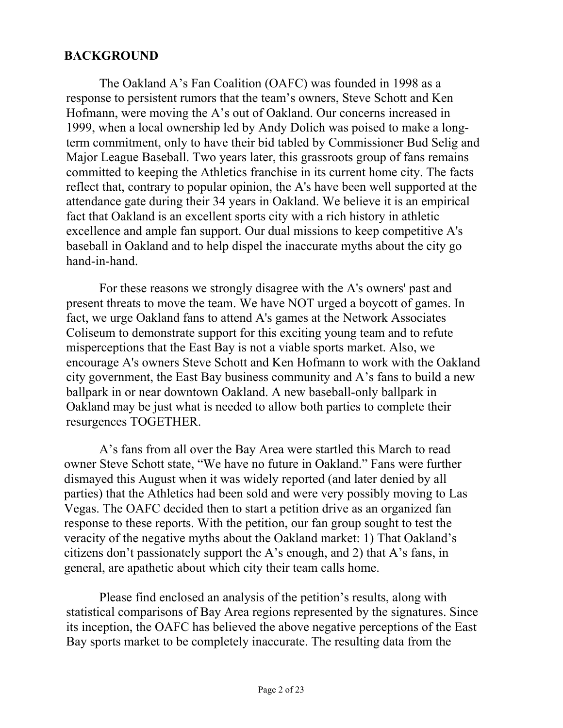## BACKGROUND

The Oakland A's Fan Coalition (OAFC) was founded in 1998 as a response to persistent rumors that the team's owners, Steve Schott and Ken Hofmann, were moving the A's out of Oakland. Our concerns increased in 1999, when a local ownership led by Andy Dolich was poised to make a long-term commitment, only to have their bid tabled by Commissioner Bud Selig and Major League Baseball. Two years later, this grassroots group of fans remains committed to keeping the Athletics franchise in its current home city. The facts reflect that, contrary to popular opinion, the A's have been well supported at the attendance gate during their 34 years in Oakland. We believe it is an empirical fact that Oakland is an excellent sports city with a rich history in athletic excellence and ample fan support. Our dual missions to keep competitive A's baseball in Oakland and to help dispel the inaccurate myths about the city go hand-in-hand.

For these reasons we strongly disagree with the A's owners' past and present threats to move the team. We have NOT urged a boycott of games. In fact, we urge Oakland fans to attend A's games at the Network Associates Coliseum to demonstrate support for this exciting young team and to refute misperceptions that the East Bay is not a viable sports market. Also, we encourage A's owners Steve Schott and Ken Hofmann to work with the Oakland city government, the East Bay business community and A's fans to build a new ballpark in or near downtown Oakland. A new baseball-only ballpark in Oakland may be just what is needed to allow both parties to complete their resurgences TOGETHER.

A's fans from all over the Bay Area were startled this March to read owner Steve Schott state, "We have no future in Oakland." Fans were further dismayed this August when it was widely reported (and later denied by all parties) that the Athletics had been sold and were very possibly moving to Las Vegas. The OAFC decided then to start a petition drive as an organized fan response to these reports. With the petition, our fan group sought to test the veracity of the negative myths about the Oakland market: 1) That Oakland's citizens don't passionately support the A's enough, and 2) that A's fans, in general, are apathetic about which city their team calls home.

Please find enclosed an analysis of the petition's results, along with statistical comparisons of Bay Area regions represented by the signatures. Since its inception, the OAFC has believed the above negative perceptions of the East Bay sports market to be completely inaccurate. The resulting data from the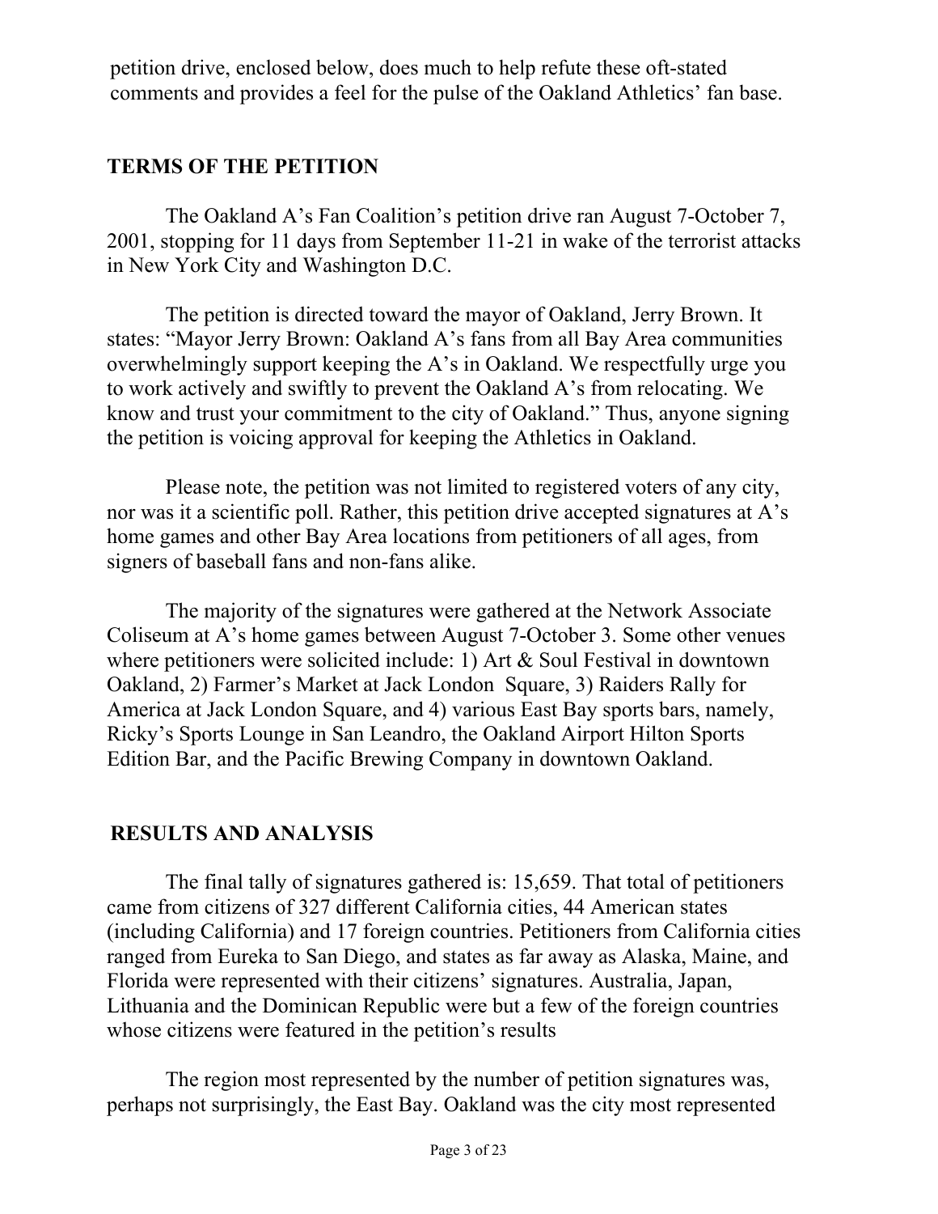petition drive, enclosed below, does much to help refute these oft-stated comments and provides a feel for the pulse of the Oakland Athletics' fan base.

## TERMS OF THE PETITION

The Oakland A's Fan Coalition's petition drive ran August 7-October 7, 2001, stopping for 11 days from September 11-21 in wake of the terrorist attacks in New York City and Washington D.C.

The petition is directed toward the mayor of Oakland, Jerry Brown. It states: "Mayor Jerry Brown: Oakland A's fans from all Bay Area communities overwhelmingly support keeping the A's in Oakland. We respectfully urge you to work actively and swiftly to prevent the Oakland A's from relocating. We know and trust your commitment to the city of Oakland." Thus, anyone signing the petition is voicing approval for keeping the Athletics in Oakland.

Please note, the petition was not limited to registered voters of any city, nor was it a scientific poll. Rather, this petition drive accepted signatures at A's home games and other Bay Area locations from petitioners of all ages, from signers of baseball fans and non-fans alike.

The majority of the signatures were gathered at the Network Associate Coliseum at A's home games between August 7-October 3. Some other venues where petitioners were solicited include: 1) Art & Soul Festival in downtown Oakland, 2) Farmer's Market at Jack London Square, 3) Raiders Rally for America at Jack London Square, and 4) various East Bay sports bars, namely, Ricky's Sports Lounge in San Leandro, the Oakland Airport Hilton Sports Edition Bar, and the Pacific Brewing Company in downtown Oakland.

## RESULTS AND ANALYSIS

The final tally of signatures gathered is: 15,659. That total of petitioners came from citizens of 327 different California cities, 44 American states (including California) and 17 foreign countries. Petitioners from California cities ranged from Eureka to San Diego, and states as far away as Alaska, Maine, and Florida were represented with their citizens' signatures. Australia, Japan, Lithuania and the Dominican Republic were but a few of the foreign countries whose citizens were featured in the petition's results

The region most represented by the number of petition signatures was, perhaps not surprisingly, the East Bay. Oakland was the city most represented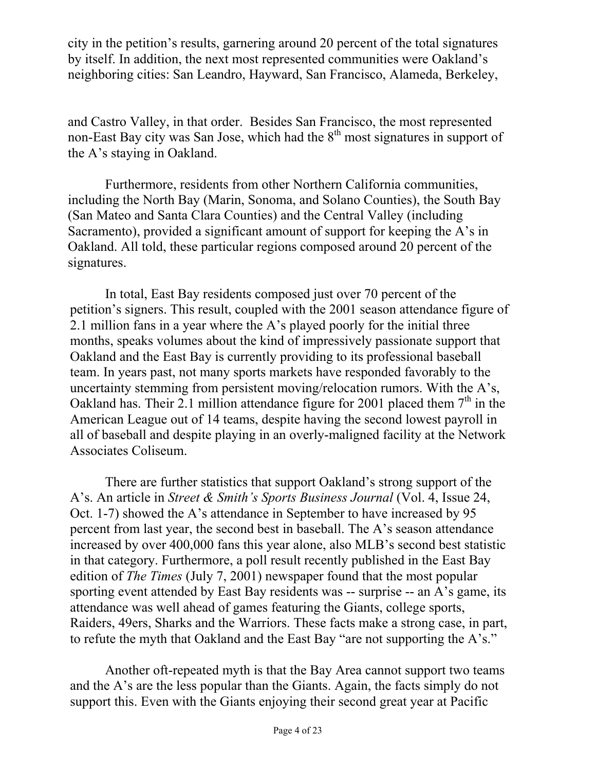city in the petition's results, garnering around 20 percent of the total signatures by itself. In addition, the next most represented communities were Oakland's neighboring cities: San Leandro, Hayward, San Francisco, Alameda, Berkeley, and Castro Valley, in that order. Besides San Francisco, the most represented non-East Bay city was San Jose, which had the 8th most signatures in support of the A's staying in Oakland.

Furthermore, residents from other Northern California communities, including the North Bay (Marin, Sonoma, and Solano Counties), the South Bay (San Mateo and Santa Clara Counties) and the Central Valley (including Sacramento), provided a significant amount of support for keeping the A's in Oakland. All told, these particular regions composed around 20 percent of the signatures.

In total, East Bay residents composed just over 70 percent of the petition's signers. This result, coupled with the 2001 season attendance figure of 2.1 million fans in a year where the A's played poorly for the initial three months, speaks volumes about the kind of impressively passionate support that Oakland and the East Bay is currently providing to its professional baseball team. In years past, not many sports markets have responded favorably to the uncertainty stemming from persistent moving/relocation rumors. With the A's, Oakland has. Their 2.1 million attendance figure for 2001 placed them 7th in the American League out of 14 teams, despite having the second lowest payroll in all of baseball and despite playing in an overly-maligned facility at the Network Associates Coliseum.

There are further statistics that support Oakland's strong support of the A's. An article in *Street & Smith's Sports Business Journal* (Vol. 4, Issue 24, Oct. 1-7) showed the A's attendance in September to have increased by 95 percent from last year, the second best in baseball. The A's season attendance increased by over 400,000 fans this year alone, also MLB's second best statistic in that category. Furthermore, a poll result recently published in the East Bay edition of *The Times* (July 7, 2001) newspaper found that the most popular sporting event attended by East Bay residents was -- surprise -- an A's game, its attendance was well ahead of games featuring the Giants, college sports, Raiders, 49ers, Sharks and the Warriors. These facts make a strong case, in part, to refute the myth that Oakland and the East Bay "are not supporting the A's."

Another oft-repeated myth is that the Bay Area cannot support two teams and the A's are the less popular than the Giants. Again, the facts simply do not support this. Even with the Giants enjoying their second great year at Pacific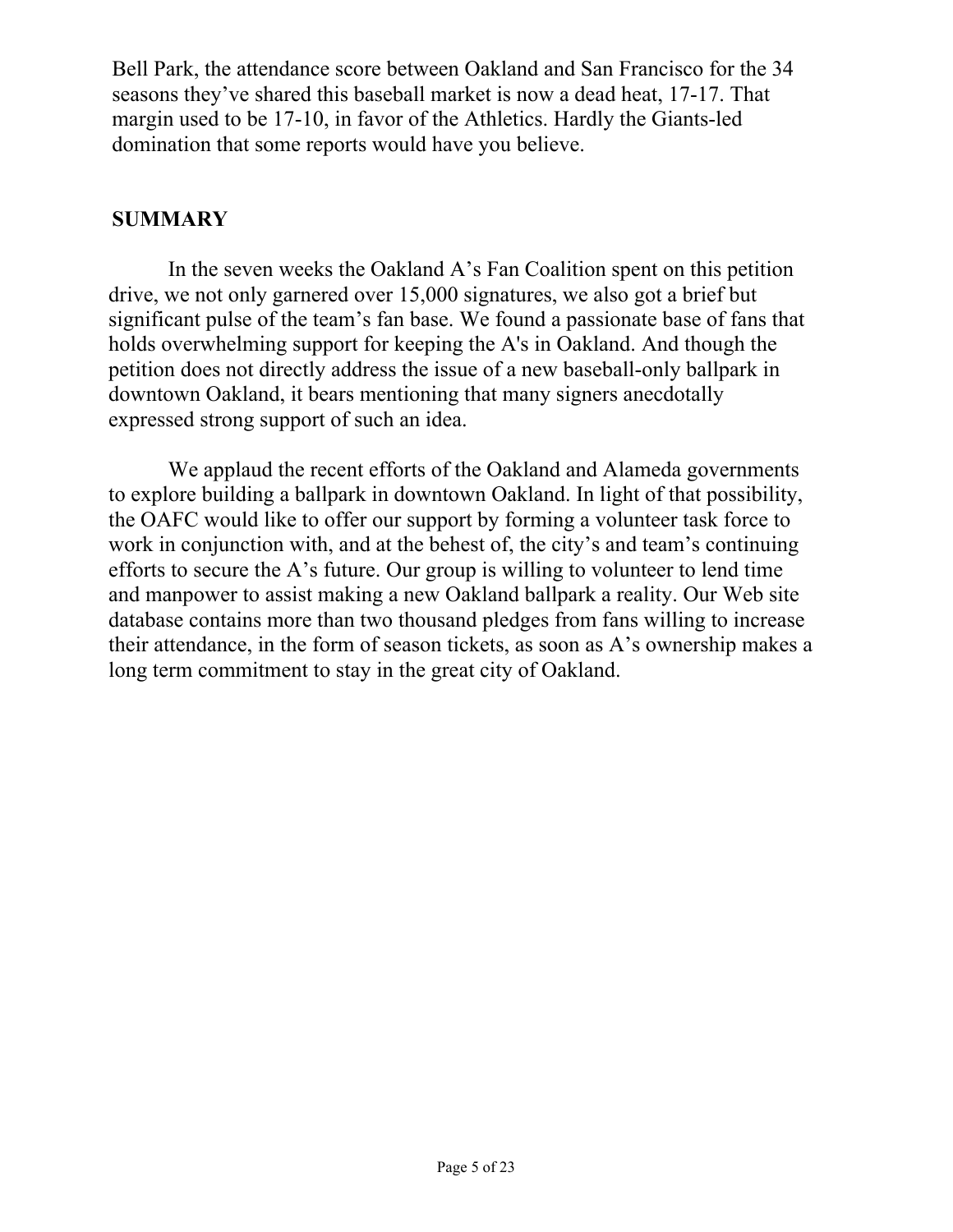Bell Park, the attendance score between Oakland and San Francisco for the 34 seasons they've shared this baseball market is now a dead heat, 17-17. That margin used to be 17-10, in favor of the Athletics. Hardly the Giants-led domination that some reports would have you believe.

## SUMMARY

In the seven weeks the Oakland A's Fan Coalition spent on this petition drive, we not only garnered over 15,000 signatures, we also got a brief but significant pulse of the team's fan base. We found a passionate base of fans that holds overwhelming support for keeping the A's in Oakland. And though the petition does not directly address the issue of a new baseball-only ballpark in downtown Oakland, it bears mentioning that many signers anecdotally expressed strong support of such an idea.

We applaud the recent efforts of the Oakland and Alameda governments to explore building a ballpark in downtown Oakland. In light of that possibility, the OAFC would like to offer our support by forming a volunteer task force to work in conjunction with, and at the behest of, the city's and team's continuing efforts to secure the A's future. Our group is willing to volunteer to lend time and manpower to assist making a new Oakland ballpark a reality. Our Web site database contains more than two thousand pledges from fans willing to increase their attendance, in the form of season tickets, as soon as A's ownership makes a long term commitment to stay in the great city of Oakland.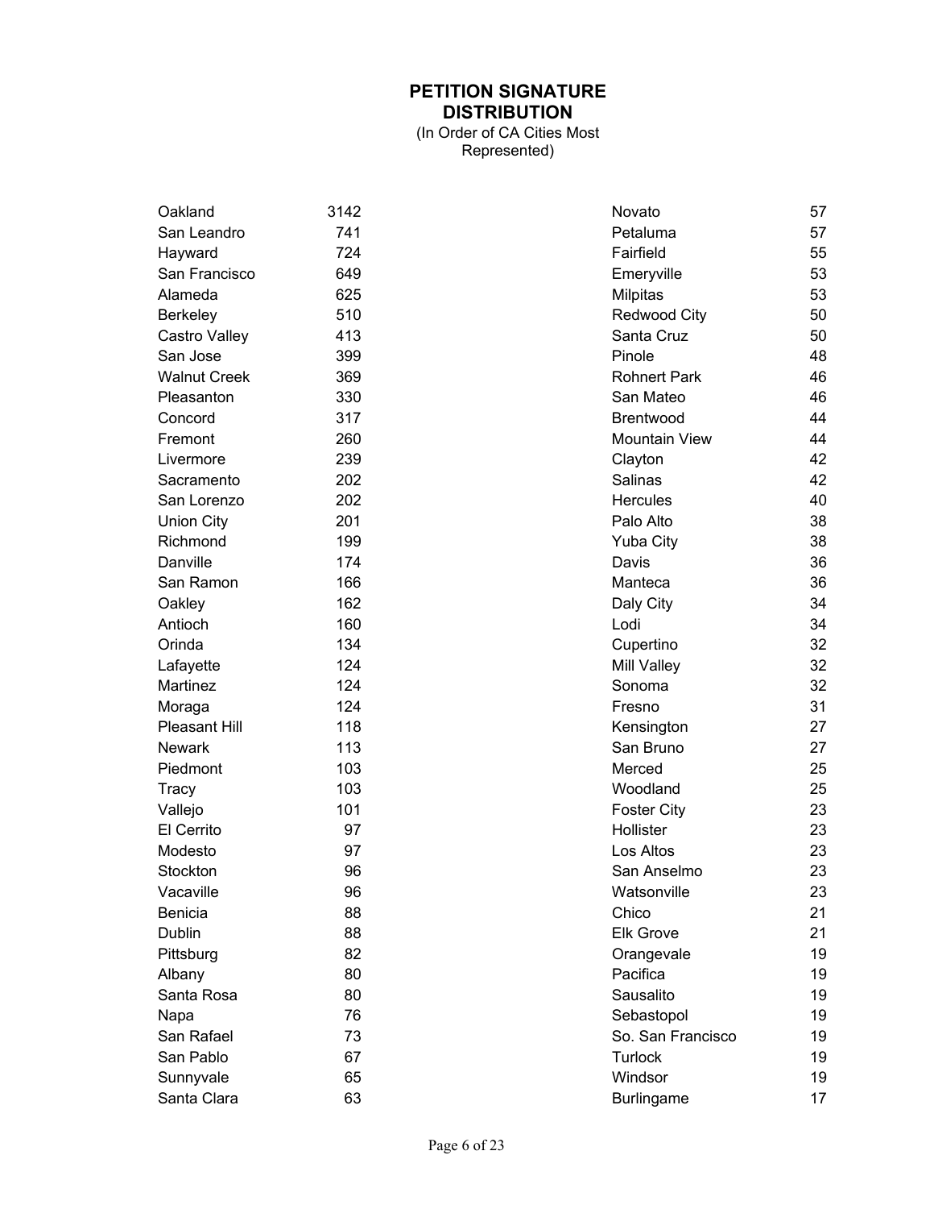# PETITION SIGNATURE DISTRIBUTION

(In Order of CA Cities Most Represented)

| City | Count |
|---|---|
| Oakland | 3142 |
| San Leandro | 741 |
| Hayward | 724 |
| San Francisco | 649 |
| Alameda | 625 |
| Berkeley | 510 |
| Castro Valley | 413 |
| San Jose | 399 |
| Walnut Creek | 369 |
| Pleasanton | 330 |
| Concord | 317 |
| Fremont | 260 |
| Livermore | 239 |
| Sacramento | 202 |
| San Lorenzo | 202 |
| Union City | 201 |
| Richmond | 199 |
| Danville | 174 |
| San Ramon | 166 |
| Oakley | 162 |
| Antioch | 160 |
| Orinda | 134 |
| Lafayette | 124 |
| Martinez | 124 |
| Moraga | 124 |
| Pleasant Hill | 118 |
| Newark | 113 |
| Piedmont | 103 |
| Tracy | 103 |
| Vallejo | 101 |
| El Cerrito | 97 |
| Modesto | 97 |
| Stockton | 96 |
| Vacaville | 96 |
| Benicia | 88 |
| Dublin | 88 |
| Pittsburg | 82 |
| Albany | 80 |
| Santa Rosa | 80 |
| Napa | 76 |
| San Rafael | 73 |
| San Pablo | 67 |
| Sunnyvale | 65 |
| Santa Clara | 63 |
| Novato | 57 |
| Petaluma | 57 |
| Fairfield | 55 |
| Emeryville | 53 |
| Milpitas | 53 |
| Redwood City | 50 |
| Santa Cruz | 50 |
| Pinole | 48 |
| Rohnert Park | 46 |
| San Mateo | 46 |
| Brentwood | 44 |
| Mountain View | 44 |
| Clayton | 42 |
| Salinas | 42 |
| Hercules | 40 |
| Palo Alto | 38 |
| Yuba City | 38 |
| Davis | 36 |
| Manteca | 36 |
| Daly City | 34 |
| Lodi | 34 |
| Cupertino | 32 |
| Mill Valley | 32 |
| Sonoma | 32 |
| Fresno | 31 |
| Kensington | 27 |
| San Bruno | 27 |
| Merced | 25 |
| Woodland | 25 |
| Foster City | 23 |
| Hollister | 23 |
| Los Altos | 23 |
| San Anselmo | 23 |
| Watsonville | 23 |
| Chico | 21 |
| Elk Grove | 21 |
| Orangevale | 19 |
| Pacifica | 19 |
| Sausalito | 19 |
| Sebastopol | 19 |
| So. San Francisco | 19 |
| Turlock | 19 |
| Windsor | 19 |
| Burlingame | 17 |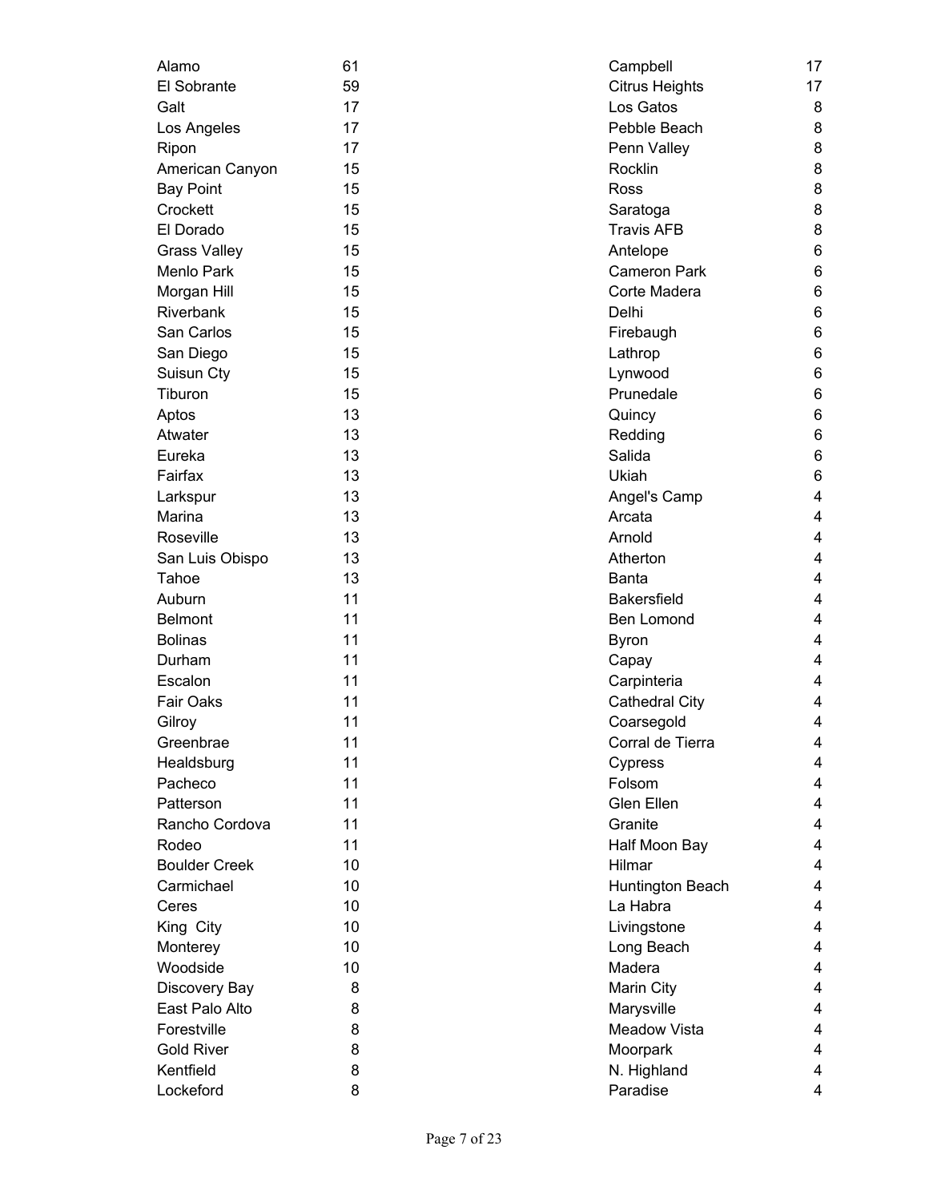| | |
|---|---|
| Alamo | 61 |
| El Sobrante | 59 |
| Galt | 17 |
| Los Angeles | 17 |
| Ripon | 17 |
| American Canyon | 15 |
| Bay Point | 15 |
| Crockett | 15 |
| El Dorado | 15 |
| Grass Valley | 15 |
| Menlo Park | 15 |
| Morgan Hill | 15 |
| Riverbank | 15 |
| San Carlos | 15 |
| San Diego | 15 |
| Suisun Cty | 15 |
| Tiburon | 15 |
| Aptos | 13 |
| Atwater | 13 |
| Eureka | 13 |
| Fairfax | 13 |
| Larkspur | 13 |
| Marina | 13 |
| Roseville | 13 |
| San Luis Obispo | 13 |
| Tahoe | 13 |
| Auburn | 11 |
| Belmont | 11 |
| Bolinas | 11 |
| Durham | 11 |
| Escalon | 11 |
| Fair Oaks | 11 |
| Gilroy | 11 |
| Greenbrae | 11 |
| Healdsburg | 11 |
| Pacheco | 11 |
| Patterson | 11 |
| Rancho Cordova | 11 |
| Rodeo | 11 |
| Boulder Creek | 10 |
| Carmichael | 10 |
| Ceres | 10 |
| King City | 10 |
| Monterey | 10 |
| Woodside | 10 |
| Discovery Bay | 8 |
| East Palo Alto | 8 |
| Forestville | 8 |
| Gold River | 8 |
| Kentfield | 8 |
| Lockeford | 8 |
| Campbell | 17 |
| Citrus Heights | 17 |
| Los Gatos | 8 |
| Pebble Beach | 8 |
| Penn Valley | 8 |
| Rocklin | 8 |
| Ross | 8 |
| Saratoga | 8 |
| Travis AFB | 8 |
| Antelope | 6 |
| Cameron Park | 6 |
| Corte Madera | 6 |
| Delhi | 6 |
| Firebaugh | 6 |
| Lathrop | 6 |
| Lynwood | 6 |
| Prunedale | 6 |
| Quincy | 6 |
| Redding | 6 |
| Salida | 6 |
| Ukiah | 6 |
| Angel's Camp | 4 |
| Arcata | 4 |
| Arnold | 4 |
| Atherton | 4 |
| Banta | 4 |
| Bakersfield | 4 |
| Ben Lomond | 4 |
| Byron | 4 |
| Capay | 4 |
| Carpinteria | 4 |
| Cathedral City | 4 |
| Coarsegold | 4 |
| Corral de Tierra | 4 |
| Cypress | 4 |
| Folsom | 4 |
| Glen Ellen | 4 |
| Granite | 4 |
| Half Moon Bay | 4 |
| Hilmar | 4 |
| Huntington Beach | 4 |
| La Habra | 4 |
| Livingstone | 4 |
| Long Beach | 4 |
| Madera | 4 |
| Marin City | 4 |
| Marysville | 4 |
| Meadow Vista | 4 |
| Moorpark | 4 |
| N. Highland | 4 |
| Paradise | 4 |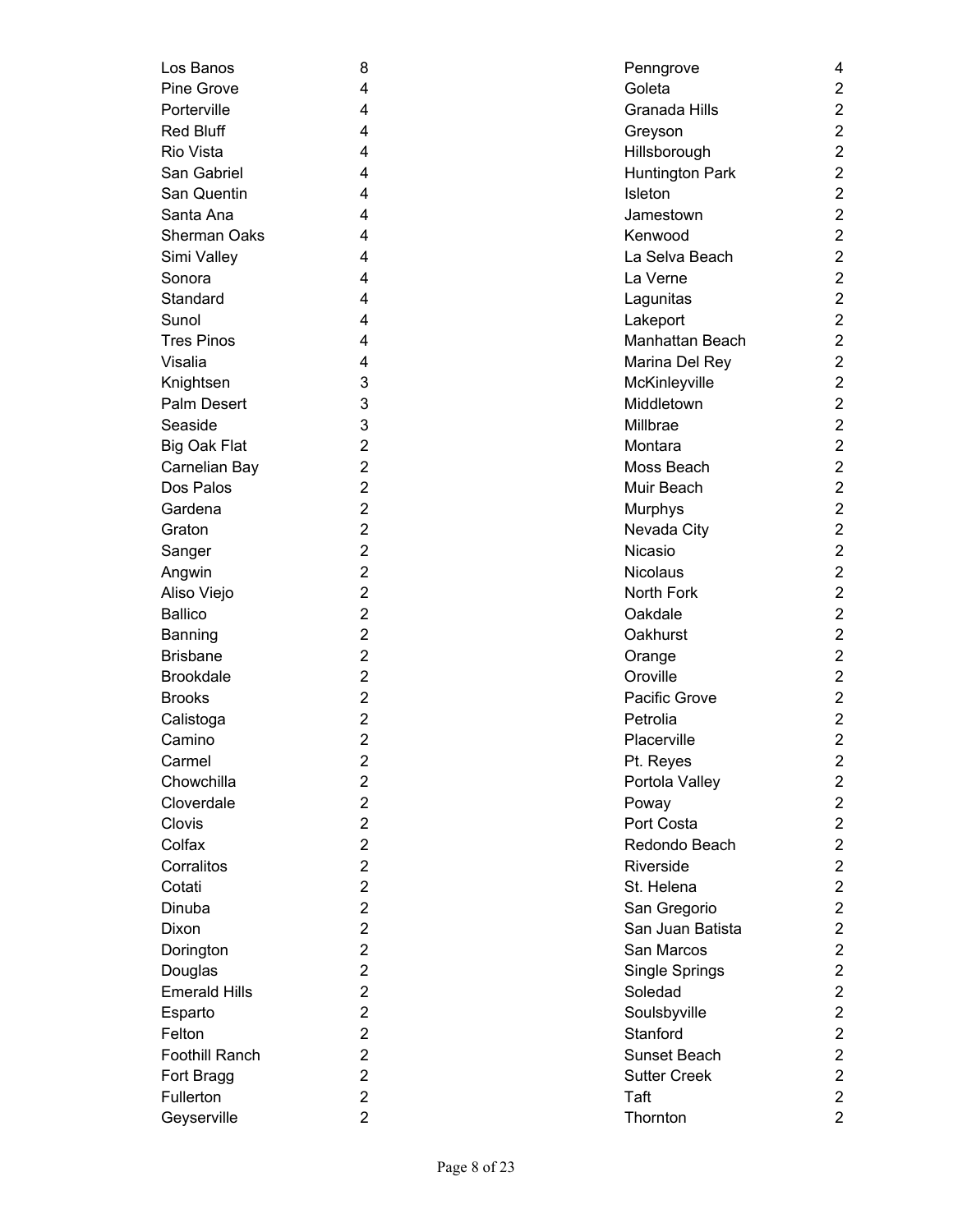| | |
|---|---|
| Los Banos | 8 |
| Pine Grove | 4 |
| Porterville | 4 |
| Red Bluff | 4 |
| Rio Vista | 4 |
| San Gabriel | 4 |
| San Quentin | 4 |
| Santa Ana | 4 |
| Sherman Oaks | 4 |
| Simi Valley | 4 |
| Sonora | 4 |
| Standard | 4 |
| Sunol | 4 |
| Tres Pinos | 4 |
| Visalia | 4 |
| Knightsen | 3 |
| Palm Desert | 3 |
| Seaside | 3 |
| Big Oak Flat | 2 |
| Carnelian Bay | 2 |
| Dos Palos | 2 |
| Gardena | 2 |
| Graton | 2 |
| Sanger | 2 |
| Angwin | 2 |
| Aliso Viejo | 2 |
| Ballico | 2 |
| Banning | 2 |
| Brisbane | 2 |
| Brookdale | 2 |
| Brooks | 2 |
| Calistoga | 2 |
| Camino | 2 |
| Carmel | 2 |
| Chowchilla | 2 |
| Cloverdale | 2 |
| Clovis | 2 |
| Colfax | 2 |
| Corralitos | 2 |
| Cotati | 2 |
| Dinuba | 2 |
| Dixon | 2 |
| Dorington | 2 |
| Douglas | 2 |
| Emerald Hills | 2 |
| Esparto | 2 |
| Felton | 2 |
| Foothill Ranch | 2 |
| Fort Bragg | 2 |
| Fullerton | 2 |
| Geyserville | 2 |
| Penngrove | 4 |
| Goleta | 2 |
| Granada Hills | 2 |
| Greyson | 2 |
| Hillsborough | 2 |
| Huntington Park | 2 |
| Isleton | 2 |
| Jamestown | 2 |
| Kenwood | 2 |
| La Selva Beach | 2 |
| La Verne | 2 |
| Lagunitas | 2 |
| Lakeport | 2 |
| Manhattan Beach | 2 |
| Marina Del Rey | 2 |
| McKinleyville | 2 |
| Middletown | 2 |
| Millbrae | 2 |
| Montara | 2 |
| Moss Beach | 2 |
| Muir Beach | 2 |
| Murphys | 2 |
| Nevada City | 2 |
| Nicasio | 2 |
| Nicolaus | 2 |
| North Fork | 2 |
| Oakdale | 2 |
| Oakhurst | 2 |
| Orange | 2 |
| Oroville | 2 |
| Pacific Grove | 2 |
| Petrolia | 2 |
| Placerville | 2 |
| Pt. Reyes | 2 |
| Portola Valley | 2 |
| Poway | 2 |
| Port Costa | 2 |
| Redondo Beach | 2 |
| Riverside | 2 |
| St. Helena | 2 |
| San Gregorio | 2 |
| San Juan Batista | 2 |
| San Marcos | 2 |
| Single Springs | 2 |
| Soledad | 2 |
| Soulsbyville | 2 |
| Stanford | 2 |
| Sunset Beach | 2 |
| Sutter Creek | 2 |
| Taft | 2 |
| Thornton | 2 |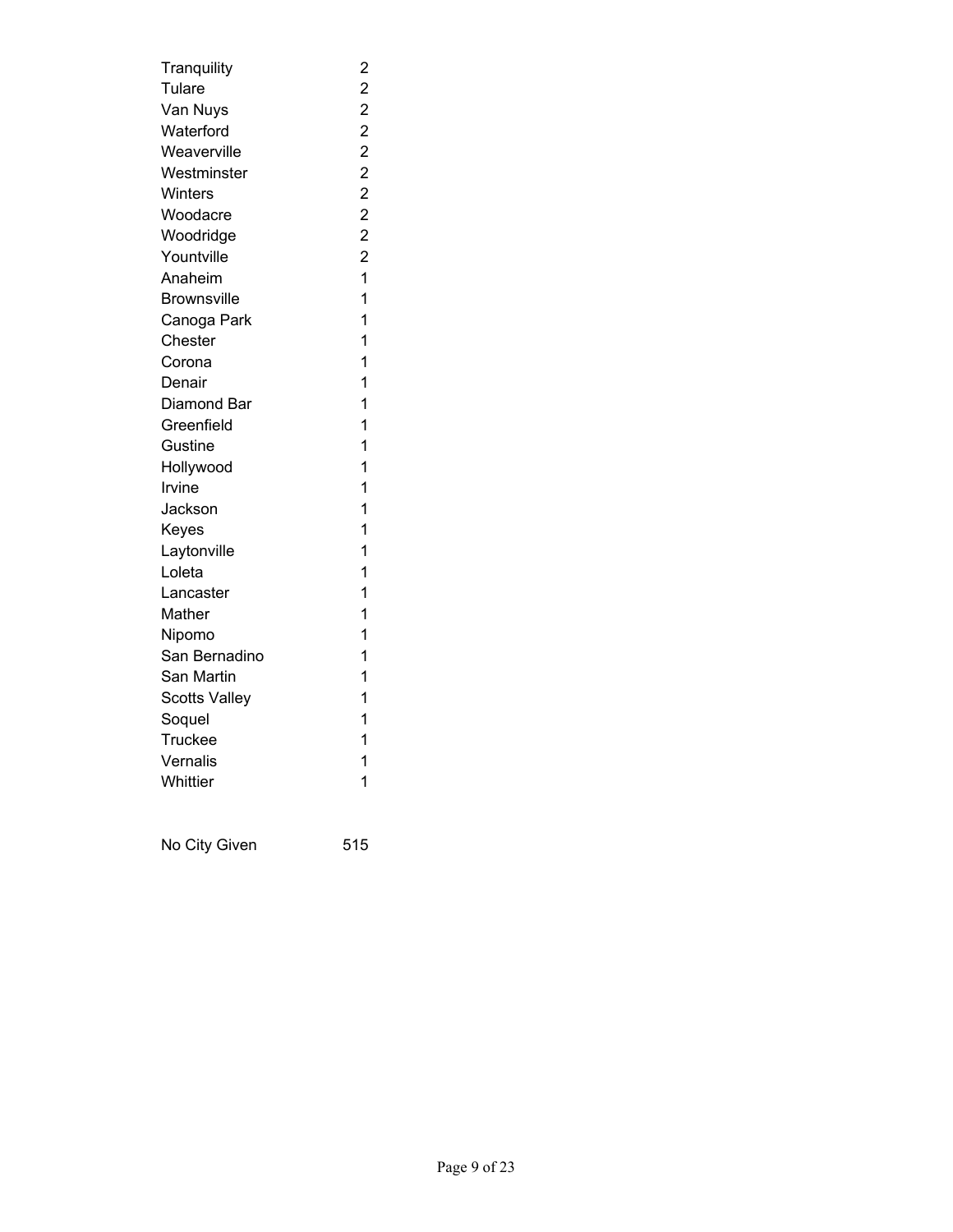| | |
|---|---|
| Tranquility | 2 |
| Tulare | 2 |
| Van Nuys | 2 |
| Waterford | 2 |
| Weaverville | 2 |
| Westminster | 2 |
| Winters | 2 |
| Woodacre | 2 |
| Woodridge | 2 |
| Yountville | 2 |
| Anaheim | 1 |
| Brownsville | 1 |
| Canoga Park | 1 |
| Chester | 1 |
| Corona | 1 |
| Denair | 1 |
| Diamond Bar | 1 |
| Greenfield | 1 |
| Gustine | 1 |
| Hollywood | 1 |
| Irvine | 1 |
| Jackson | 1 |
| Keyes | 1 |
| Laytonville | 1 |
| Loleta | 1 |
| Lancaster | 1 |
| Mather | 1 |
| Nipomo | 1 |
| San Bernadino | 1 |
| San Martin | 1 |
| Scotts Valley | 1 |
| Soquel | 1 |
| Truckee | 1 |
| Vernalis | 1 |
| Whittier | 1 |
| | |
| No City Given | 515 |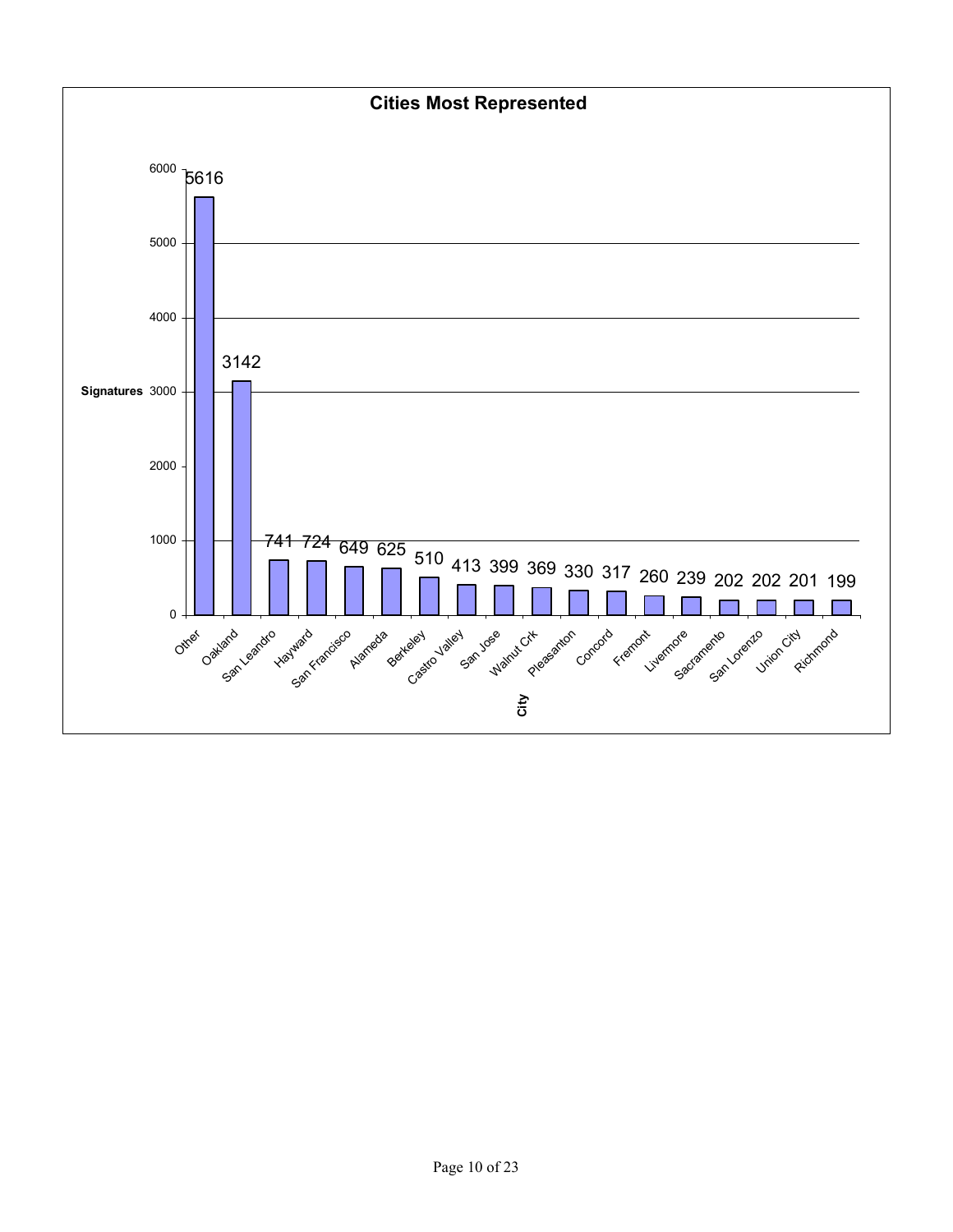## Cities Most Represented

| City | Signatures |
| --- | --- |
| Other | 5616 |
| Oakland | 3142 |
| San Leandro | 741 |
| Hayward | 724 |
| San Francisco | 649 |
| Alameda | 625 |
| Berkeley | 510 |
| Castro Valley | 413 |
| San Jose | 399 |
| Walnut Crk | 369 |
| Pleasanton | 330 |
| Concord | 317 |
| Fremont | 260 |
| Livermore | 239 |
| Sacramento | 202 |
| San Lorenzo | 202 |
| Union City | 201 |
| Richmond | 199 |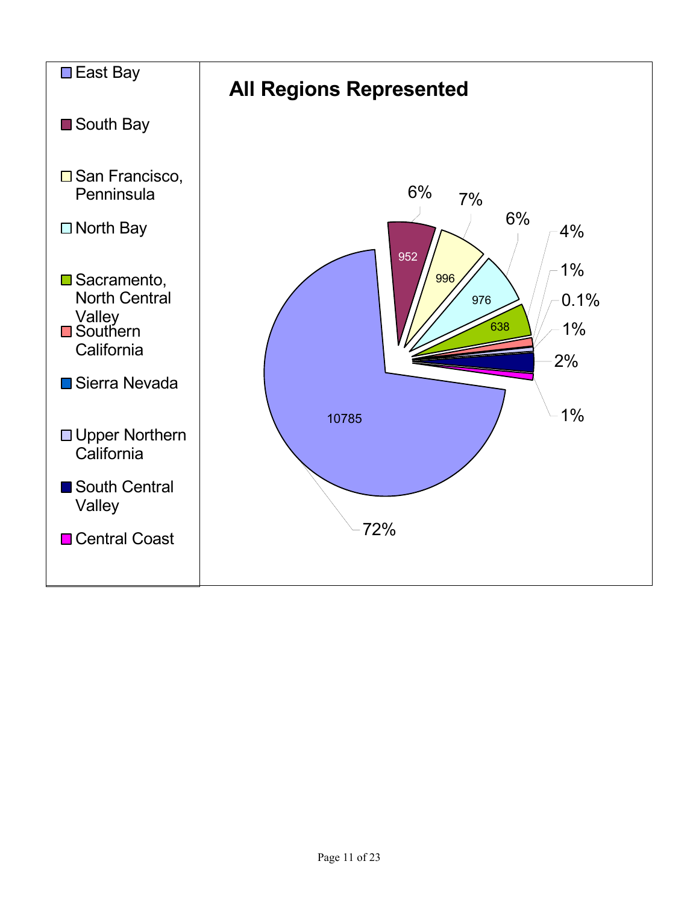## All Regions Represented

- East Bay
- South Bay
- San Francisco, Penninsula
- North Bay
- Sacramento, North Central Valley
- Southern California
- Sierra Nevada
- Upper Northern California
- South Central Valley
- Central Coast

| Region | Count | Percent |
|---|---|---|
| East Bay | 10785 | 72% |
| South Bay | 952 | 6% |
| San Francisco, Penninsula | 996 | 7% |
| North Bay | 976 | 6% |
| Sacramento, North Central Valley | 638 | 4% |
| Southern California | | 1% |
| Sierra Nevada | | 0.1% |
| Upper Northern California | | 1% |
| South Central Valley | | 2% |
| Central Coast | | 1% |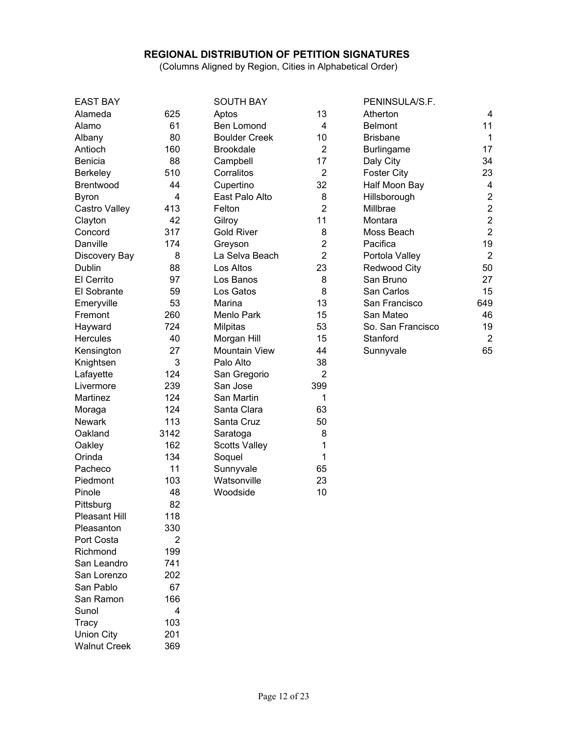**REGIONAL DISTRIBUTION OF PETITION SIGNATURES**

(Columns Aligned by Region, Cities in Alphabetical Order)

| EAST BAY | | SOUTH BAY | | PENINSULA/S.F. | |
|---|---|---|---|---|---|
| Alameda | 625 | Aptos | 13 | Atherton | 4 |
| Alamo | 61 | Ben Lomond | 4 | Belmont | 11 |
| Albany | 80 | Boulder Creek | 10 | Brisbane | 1 |
| Antioch | 160 | Brookdale | 2 | Burlingame | 17 |
| Benicia | 88 | Campbell | 17 | Daly City | 34 |
| Berkeley | 510 | Corralitos | 2 | Foster City | 23 |
| Brentwood | 44 | Cupertino | 32 | Half Moon Bay | 4 |
| Byron | 4 | East Palo Alto | 8 | Hillsborough | 2 |
| Castro Valley | 413 | Felton | 2 | Millbrae | 2 |
| Clayton | 42 | Gilroy | 11 | Montara | 2 |
| Concord | 317 | Gold River | 8 | Moss Beach | 2 |
| Danville | 174 | Greyson | 2 | Pacifica | 19 |
| Discovery Bay | 8 | La Selva Beach | 2 | Portola Valley | 2 |
| Dublin | 88 | Los Altos | 23 | Redwood City | 50 |
| El Cerrito | 97 | Los Banos | 8 | San Bruno | 27 |
| El Sobrante | 59 | Los Gatos | 8 | San Carlos | 15 |
| Emeryville | 53 | Marina | 13 | San Francisco | 649 |
| Fremont | 260 | Menlo Park | 15 | San Mateo | 46 |
| Hayward | 724 | Milpitas | 53 | So. San Francisco | 19 |
| Hercules | 40 | Morgan Hill | 15 | Stanford | 2 |
| Kensington | 27 | Mountain View | 44 | Sunnyvale | 65 |
| Knightsen | 3 | Palo Alto | 38 | | |
| Lafayette | 124 | San Gregorio | 2 | | |
| Livermore | 239 | San Jose | 399 | | |
| Martinez | 124 | San Martin | 1 | | |
| Moraga | 124 | Santa Clara | 63 | | |
| Newark | 113 | Santa Cruz | 50 | | |
| Oakland | 3142 | Saratoga | 8 | | |
| Oakley | 162 | Scotts Valley | 1 | | |
| Orinda | 134 | Soquel | 1 | | |
| Pacheco | 11 | Sunnyvale | 65 | | |
| Piedmont | 103 | Watsonville | 23 | | |
| Pinole | 48 | Woodside | 10 | | |
| Pittsburg | 82 | | | | |
| Pleasant Hill | 118 | | | | |
| Pleasanton | 330 | | | | |
| Port Costa | 2 | | | | |
| Richmond | 199 | | | | |
| San Leandro | 741 | | | | |
| San Lorenzo | 202 | | | | |
| San Pablo | 67 | | | | |
| San Ramon | 166 | | | | |
| Sunol | 4 | | | | |
| Tracy | 103 | | | | |
| Union City | 201 | | | | |
| Walnut Creek | 369 | | | | |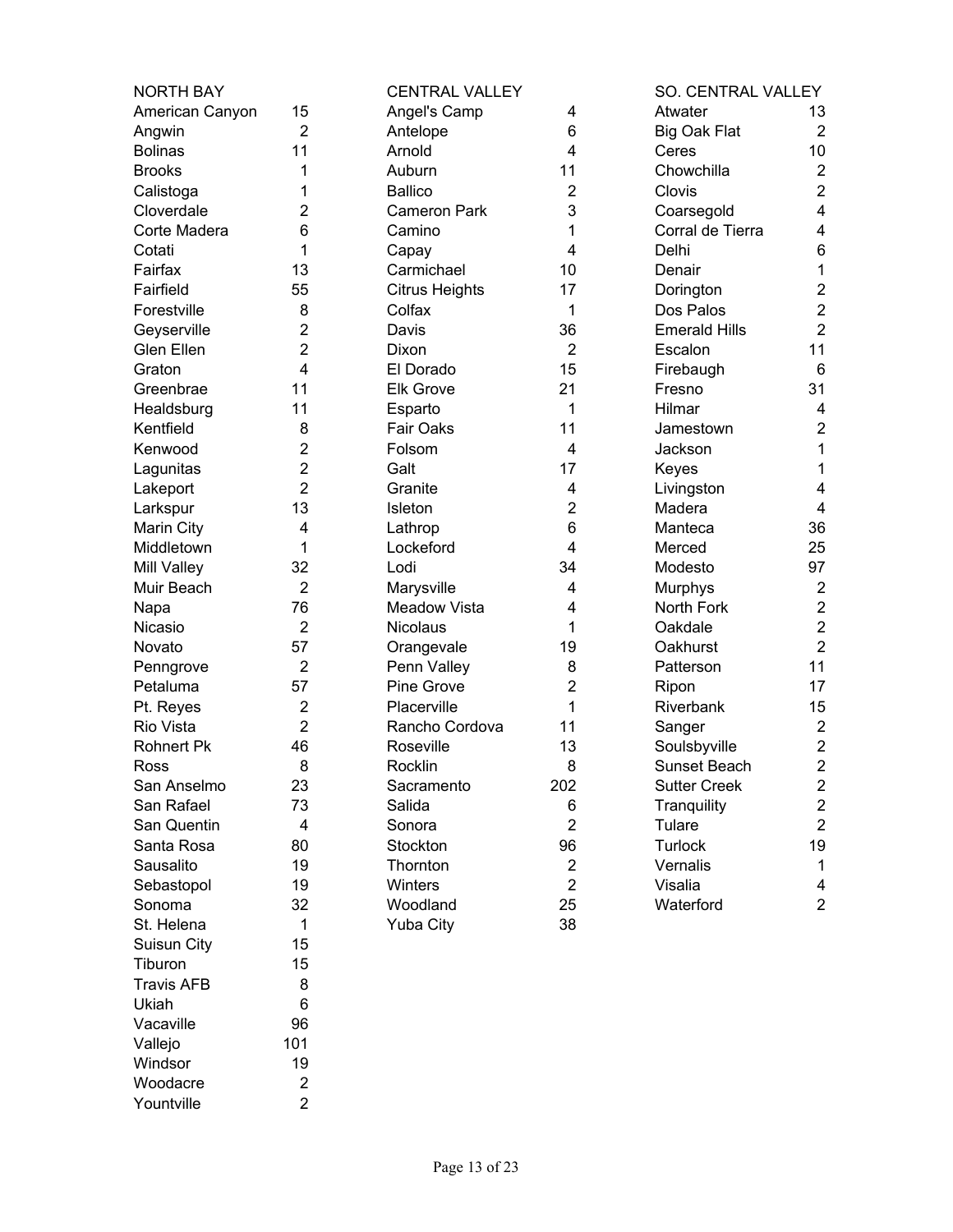| NORTH BAY | |
|---|---|
| American Canyon | 15 |
| Angwin | 2 |
| Bolinas | 11 |
| Brooks | 1 |
| Calistoga | 1 |
| Cloverdale | 2 |
| Corte Madera | 6 |
| Cotati | 1 |
| Fairfax | 13 |
| Fairfield | 55 |
| Forestville | 8 |
| Geyserville | 2 |
| Glen Ellen | 2 |
| Graton | 4 |
| Greenbrae | 11 |
| Healdsburg | 11 |
| Kentfield | 8 |
| Kenwood | 2 |
| Lagunitas | 2 |
| Lakeport | 2 |
| Larkspur | 13 |
| Marin City | 4 |
| Middletown | 1 |
| Mill Valley | 32 |
| Muir Beach | 2 |
| Napa | 76 |
| Nicasio | 2 |
| Novato | 57 |
| Penngrove | 2 |
| Petaluma | 57 |
| Pt. Reyes | 2 |
| Rio Vista | 2 |
| Rohnert Pk | 46 |
| Ross | 8 |
| San Anselmo | 23 |
| San Rafael | 73 |
| San Quentin | 4 |
| Santa Rosa | 80 |
| Sausalito | 19 |
| Sebastopol | 19 |
| Sonoma | 32 |
| St. Helena | 1 |
| Suisun City | 15 |
| Tiburon | 15 |
| Travis AFB | 8 |
| Ukiah | 6 |
| Vacaville | 96 |
| Vallejo | 101 |
| Windsor | 19 |
| Woodacre | 2 |
| Yountville | 2 |

| CENTRAL VALLEY | |
|---|---|
| Angel's Camp | 4 |
| Antelope | 6 |
| Arnold | 4 |
| Auburn | 11 |
| Ballico | 2 |
| Cameron Park | 3 |
| Camino | 1 |
| Capay | 4 |
| Carmichael | 10 |
| Citrus Heights | 17 |
| Colfax | 1 |
| Davis | 36 |
| Dixon | 2 |
| El Dorado | 15 |
| Elk Grove | 21 |
| Esparto | 1 |
| Fair Oaks | 11 |
| Folsom | 4 |
| Galt | 17 |
| Granite | 4 |
| Isleton | 2 |
| Lathrop | 6 |
| Lockeford | 4 |
| Lodi | 34 |
| Marysville | 4 |
| Meadow Vista | 4 |
| Nicolaus | 1 |
| Orangevale | 19 |
| Penn Valley | 8 |
| Pine Grove | 2 |
| Placerville | 1 |
| Rancho Cordova | 11 |
| Roseville | 13 |
| Rocklin | 8 |
| Sacramento | 202 |
| Salida | 6 |
| Sonora | 2 |
| Stockton | 96 |
| Thornton | 2 |
| Winters | 2 |
| Woodland | 25 |
| Yuba City | 38 |

| SO. CENTRAL VALLEY | |
|---|---|
| Atwater | 13 |
| Big Oak Flat | 2 |
| Ceres | 10 |
| Chowchilla | 2 |
| Clovis | 2 |
| Coarsegold | 4 |
| Corral de Tierra | 4 |
| Delhi | 6 |
| Denair | 1 |
| Dorington | 2 |
| Dos Palos | 2 |
| Emerald Hills | 2 |
| Escalon | 11 |
| Firebaugh | 6 |
| Fresno | 31 |
| Hilmar | 4 |
| Jamestown | 2 |
| Jackson | 1 |
| Keyes | 1 |
| Livingston | 4 |
| Madera | 4 |
| Manteca | 36 |
| Merced | 25 |
| Modesto | 97 |
| Murphys | 2 |
| North Fork | 2 |
| Oakdale | 2 |
| Oakhurst | 2 |
| Patterson | 11 |
| Ripon | 17 |
| Riverbank | 15 |
| Sanger | 2 |
| Soulsbyville | 2 |
| Sunset Beach | 2 |
| Sutter Creek | 2 |
| Tranquility | 2 |
| Tulare | 2 |
| Turlock | 19 |
| Vernalis | 1 |
| Visalia | 4 |
| Waterford | 2 |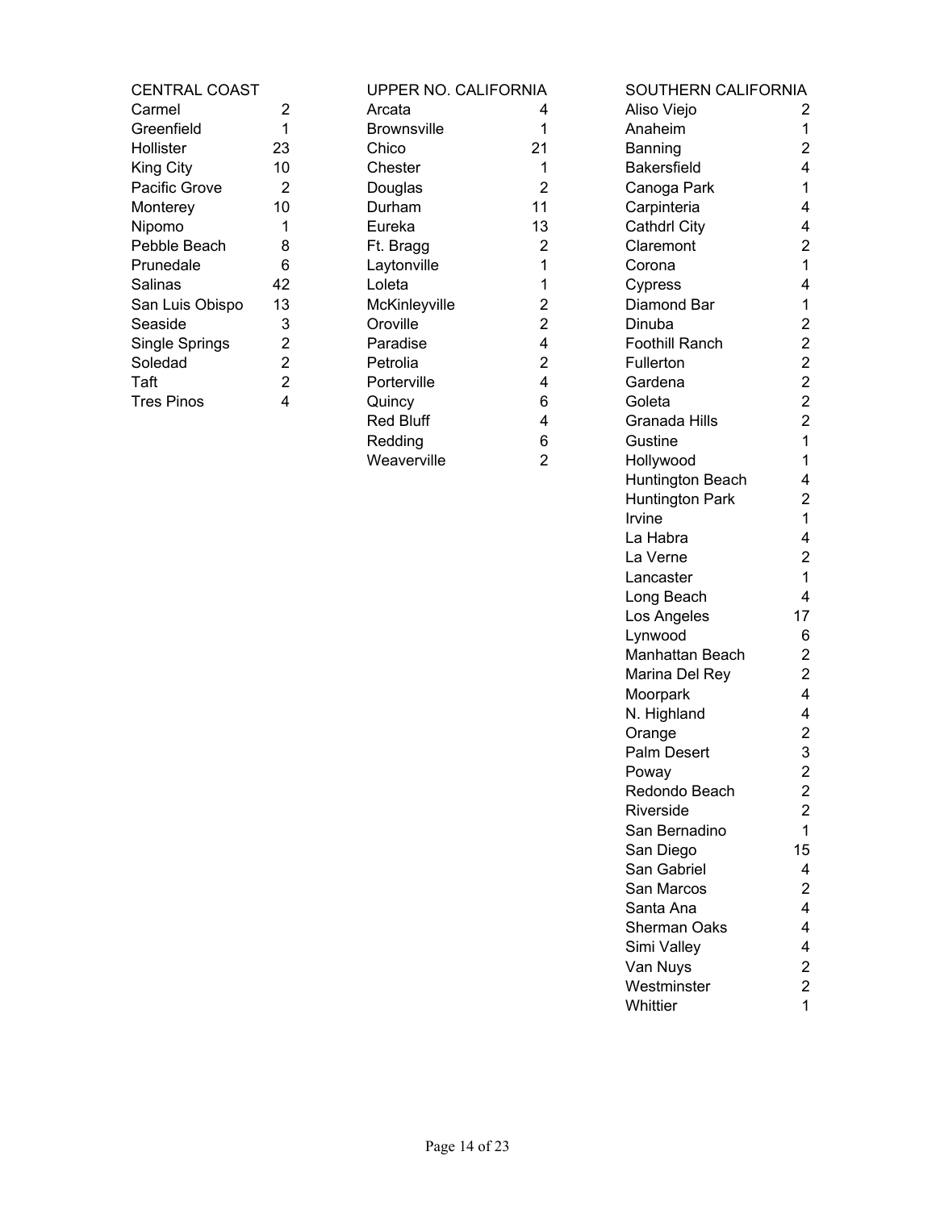| CENTRAL COAST | |
|---|---|
| Carmel | 2 |
| Greenfield | 1 |
| Hollister | 23 |
| King City | 10 |
| Pacific Grove | 2 |
| Monterey | 10 |
| Nipomo | 1 |
| Pebble Beach | 8 |
| Prunedale | 6 |
| Salinas | 42 |
| San Luis Obispo | 13 |
| Seaside | 3 |
| Single Springs | 2 |
| Soledad | 2 |
| Taft | 2 |
| Tres Pinos | 4 |

| UPPER NO. CALIFORNIA | |
|---|---|
| Arcata | 4 |
| Brownsville | 1 |
| Chico | 21 |
| Chester | 1 |
| Douglas | 2 |
| Durham | 11 |
| Eureka | 13 |
| Ft. Bragg | 2 |
| Laytonville | 1 |
| Loleta | 1 |
| McKinleyville | 2 |
| Oroville | 2 |
| Paradise | 4 |
| Petrolia | 2 |
| Porterville | 4 |
| Quincy | 6 |
| Red Bluff | 4 |
| Redding | 6 |
| Weaverville | 2 |

| SOUTHERN CALIFORNIA | |
|---|---|
| Aliso Viejo | 2 |
| Anaheim | 1 |
| Banning | 2 |
| Bakersfield | 4 |
| Canoga Park | 1 |
| Carpinteria | 4 |
| Cathdrl City | 4 |
| Claremont | 2 |
| Corona | 1 |
| Cypress | 4 |
| Diamond Bar | 1 |
| Dinuba | 2 |
| Foothill Ranch | 2 |
| Fullerton | 2 |
| Gardena | 2 |
| Goleta | 2 |
| Granada Hills | 2 |
| Gustine | 1 |
| Hollywood | 1 |
| Huntington Beach | 4 |
| Huntington Park | 2 |
| Irvine | 1 |
| La Habra | 4 |
| La Verne | 2 |
| Lancaster | 1 |
| Long Beach | 4 |
| Los Angeles | 17 |
| Lynwood | 6 |
| Manhattan Beach | 2 |
| Marina Del Rey | 2 |
| Moorpark | 4 |
| N. Highland | 4 |
| Orange | 2 |
| Palm Desert | 3 |
| Poway | 2 |
| Redondo Beach | 2 |
| Riverside | 2 |
| San Bernadino | 1 |
| San Diego | 15 |
| San Gabriel | 4 |
| San Marcos | 2 |
| Santa Ana | 4 |
| Sherman Oaks | 4 |
| Simi Valley | 4 |
| Van Nuys | 2 |
| Westminster | 2 |
| Whittier | 1 |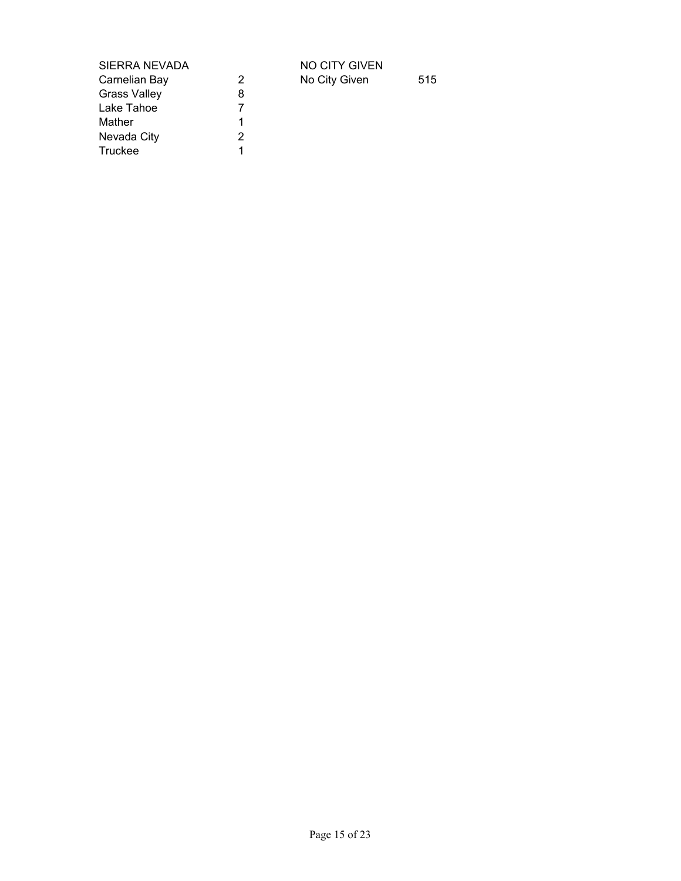| SIERRA NEVADA | |
|---|---|
| Carnelian Bay | 2 |
| Grass Valley | 8 |
| Lake Tahoe | 7 |
| Mather | 1 |
| Nevada City | 2 |
| Truckee | 1 |

| NO CITY GIVEN | |
|---|---|
| No City Given | 515 |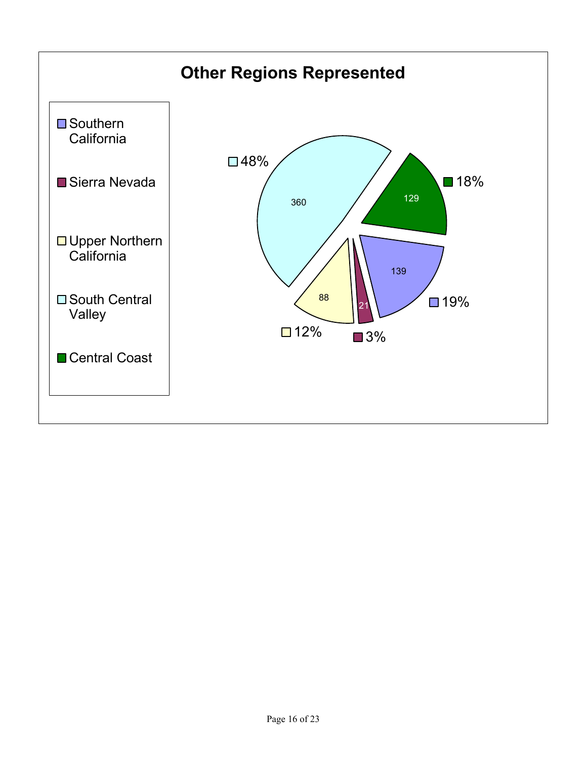## Other Regions Represented

| Region | Count | Percent |
|---|---|---|
| Southern California | 139 | 19% |
| Sierra Nevada | 21 | 3% |
| Upper Northern California | 88 | 12% |
| South Central Valley | 360 | 48% |
| Central Coast | 129 | 18% |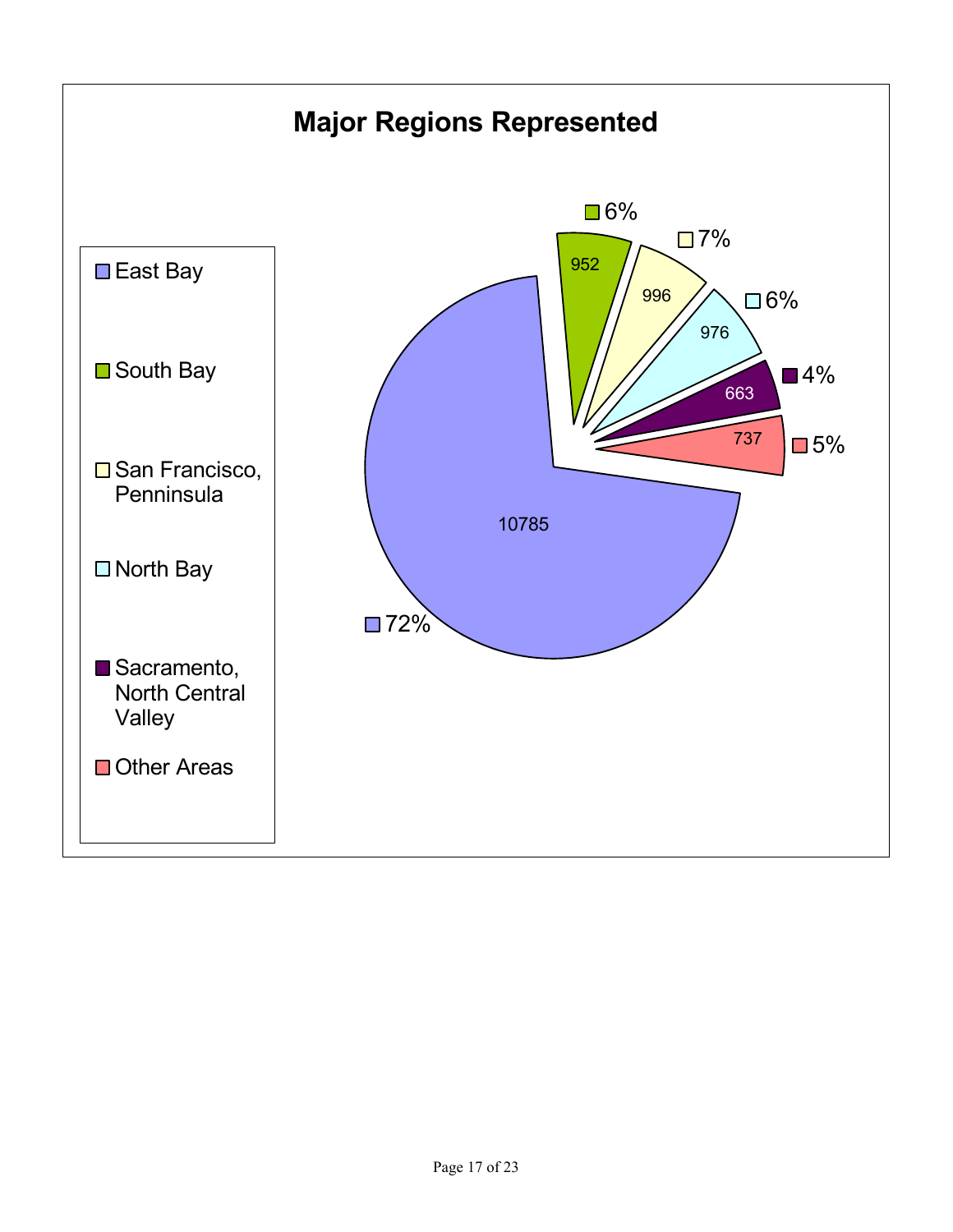## Major Regions Represented

| Region | Count | Percent |
|---|---|---|
| East Bay | 10785 | 72% |
| South Bay | 952 | 6% |
| San Francisco, Penninsula | 996 | 7% |
| North Bay | 976 | 6% |
| Sacramento, North Central Valley | 663 | 4% |
| Other Areas | 737 | 5% |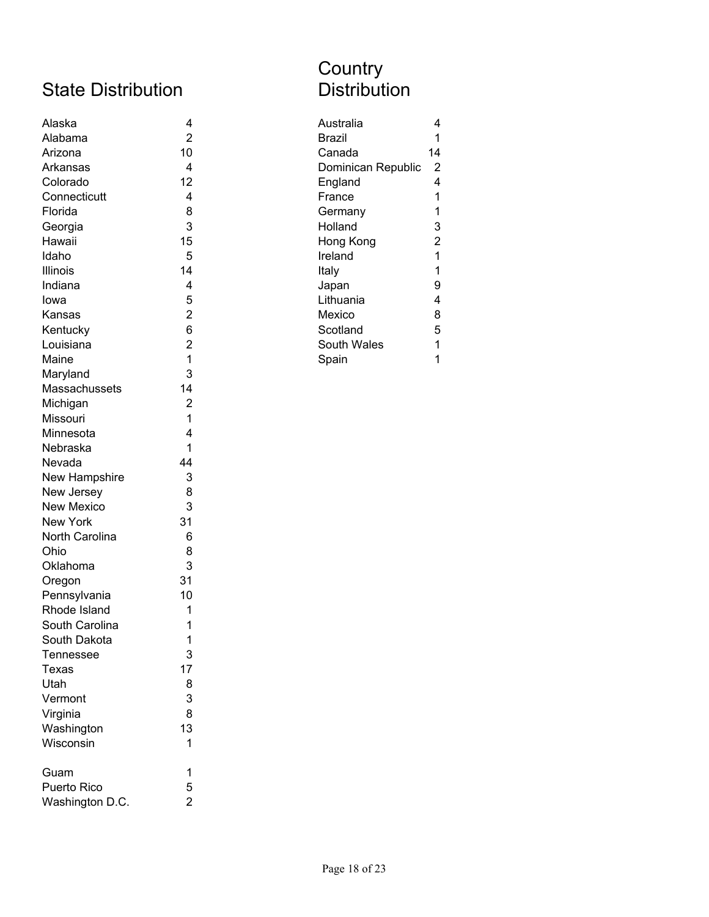## State Distribution

| State | Count |
|---|---|
| Alaska | 4 |
| Alabama | 2 |
| Arizona | 10 |
| Arkansas | 4 |
| Colorado | 12 |
| Connecticutt | 4 |
| Florida | 8 |
| Georgia | 3 |
| Hawaii | 15 |
| Idaho | 5 |
| Illinois | 14 |
| Indiana | 4 |
| Iowa | 5 |
| Kansas | 2 |
| Kentucky | 6 |
| Louisiana | 2 |
| Maine | 1 |
| Maryland | 3 |
| Massachussets | 14 |
| Michigan | 2 |
| Missouri | 1 |
| Minnesota | 4 |
| Nebraska | 1 |
| Nevada | 44 |
| New Hampshire | 3 |
| New Jersey | 8 |
| New Mexico | 3 |
| New York | 31 |
| North Carolina | 6 |
| Ohio | 8 |
| Oklahoma | 3 |
| Oregon | 31 |
| Pennsylvania | 10 |
| Rhode Island | 1 |
| South Carolina | 1 |
| South Dakota | 1 |
| Tennessee | 3 |
| Texas | 17 |
| Utah | 8 |
| Vermont | 3 |
| Virginia | 8 |
| Washington | 13 |
| Wisconsin | 1 |
| | |
| Guam | 1 |
| Puerto Rico | 5 |
| Washington D.C. | 2 |

## Country Distribution

| Country | Count |
|---|---|
| Australia | 4 |
| Brazil | 1 |
| Canada | 14 |
| Dominican Republic | 2 |
| England | 4 |
| France | 1 |
| Germany | 1 |
| Holland | 3 |
| Hong Kong | 2 |
| Ireland | 1 |
| Italy | 1 |
| Japan | 9 |
| Lithuania | 4 |
| Mexico | 8 |
| Scotland | 5 |
| South Wales | 1 |
| Spain | 1 |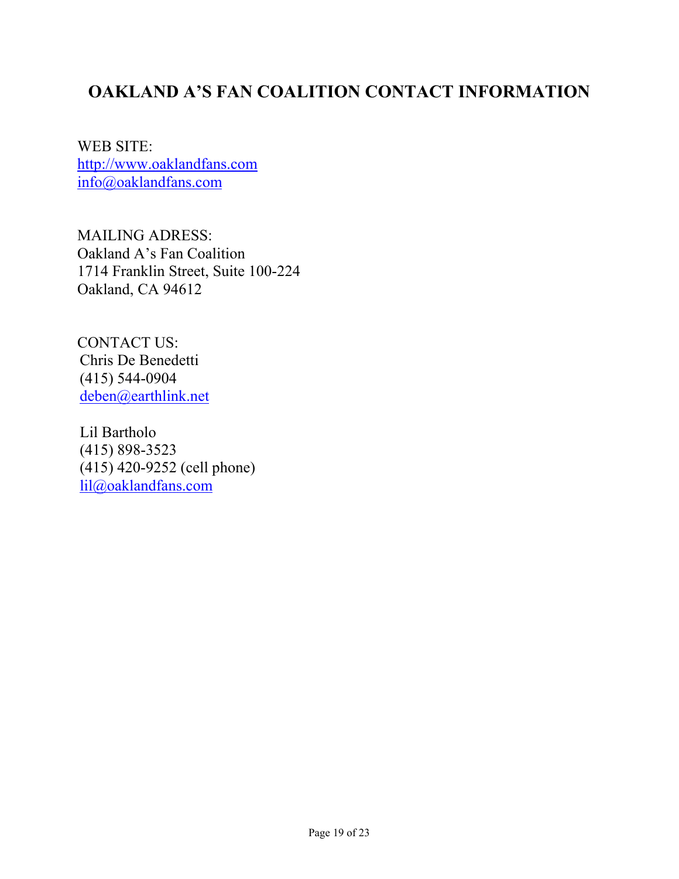# OAKLAND A'S FAN COALITION CONTACT INFORMATION

WEB SITE:
http://www.oaklandfans.com
info@oaklandfans.com

MAILING ADRESS:
Oakland A's Fan Coalition
1714 Franklin Street, Suite 100-224
Oakland, CA 94612

CONTACT US:
Chris De Benedetti
(415) 544-0904
deben@earthlink.net

Lil Bartholo
(415) 898-3523
(415) 420-9252 (cell phone)
lil@oaklandfans.com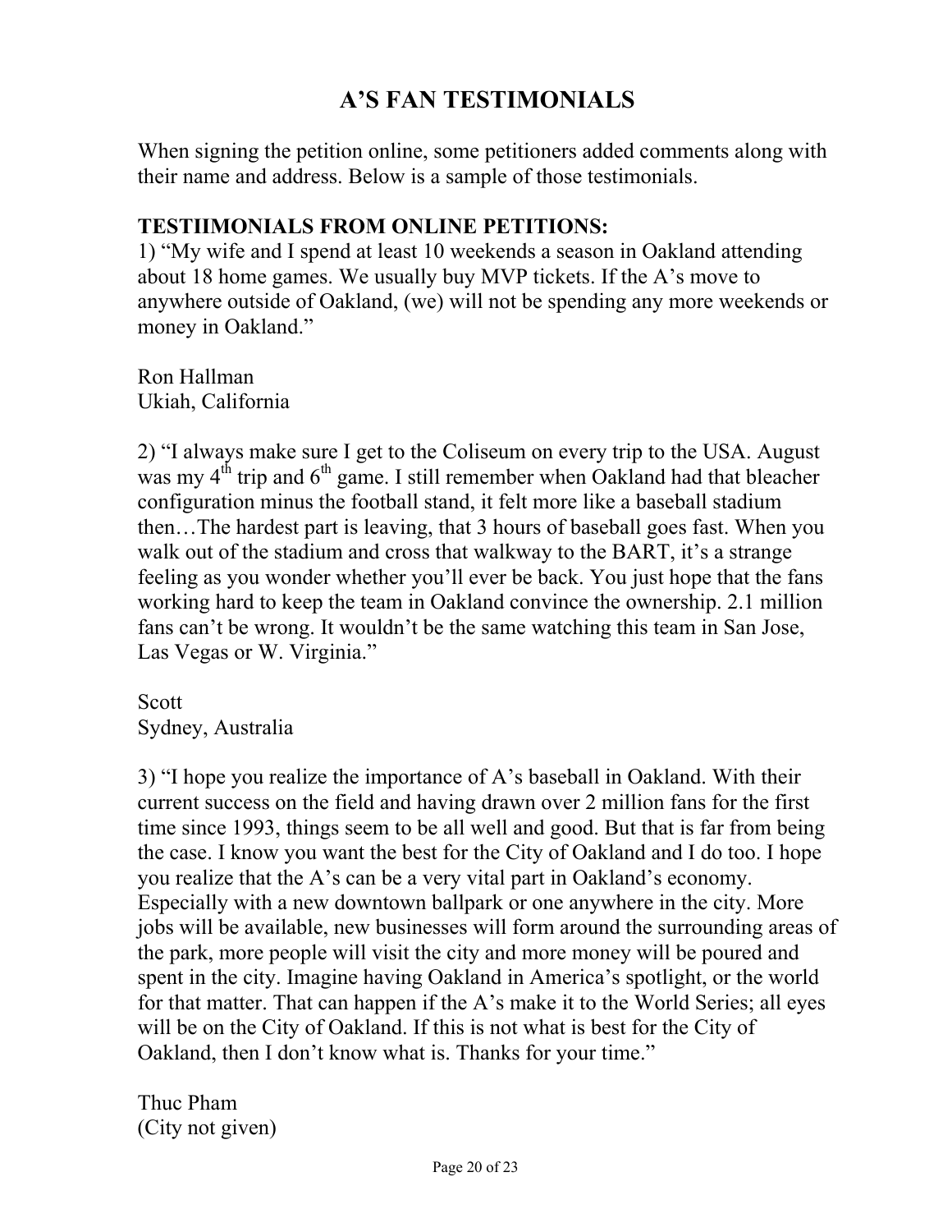# A'S FAN TESTIMONIALS

When signing the petition online, some petitioners added comments along with their name and address. Below is a sample of those testimonials.

**TESTIIMONIALS FROM ONLINE PETITIONS:**

1) "My wife and I spend at least 10 weekends a season in Oakland attending about 18 home games. We usually buy MVP tickets. If the A's move to anywhere outside of Oakland, (we) will not be spending any more weekends or money in Oakland."

Ron Hallman
Ukiah, California

2) "I always make sure I get to the Coliseum on every trip to the USA. August was my 4th trip and 6th game. I still remember when Oakland had that bleacher configuration minus the football stand, it felt more like a baseball stadium then…The hardest part is leaving, that 3 hours of baseball goes fast. When you walk out of the stadium and cross that walkway to the BART, it's a strange feeling as you wonder whether you'll ever be back. You just hope that the fans working hard to keep the team in Oakland convince the ownership. 2.1 million fans can't be wrong. It wouldn't be the same watching this team in San Jose, Las Vegas or W. Virginia."

Scott
Sydney, Australia

3) "I hope you realize the importance of A's baseball in Oakland. With their current success on the field and having drawn over 2 million fans for the first time since 1993, things seem to be all well and good. But that is far from being the case. I know you want the best for the City of Oakland and I do too. I hope you realize that the A's can be a very vital part in Oakland's economy. Especially with a new downtown ballpark or one anywhere in the city. More jobs will be available, new businesses will form around the surrounding areas of the park, more people will visit the city and more money will be poured and spent in the city. Imagine having Oakland in America's spotlight, or the world for that matter. That can happen if the A's make it to the World Series; all eyes will be on the City of Oakland. If this is not what is best for the City of Oakland, then I don't know what is. Thanks for your time."

Thuc Pham
(City not given)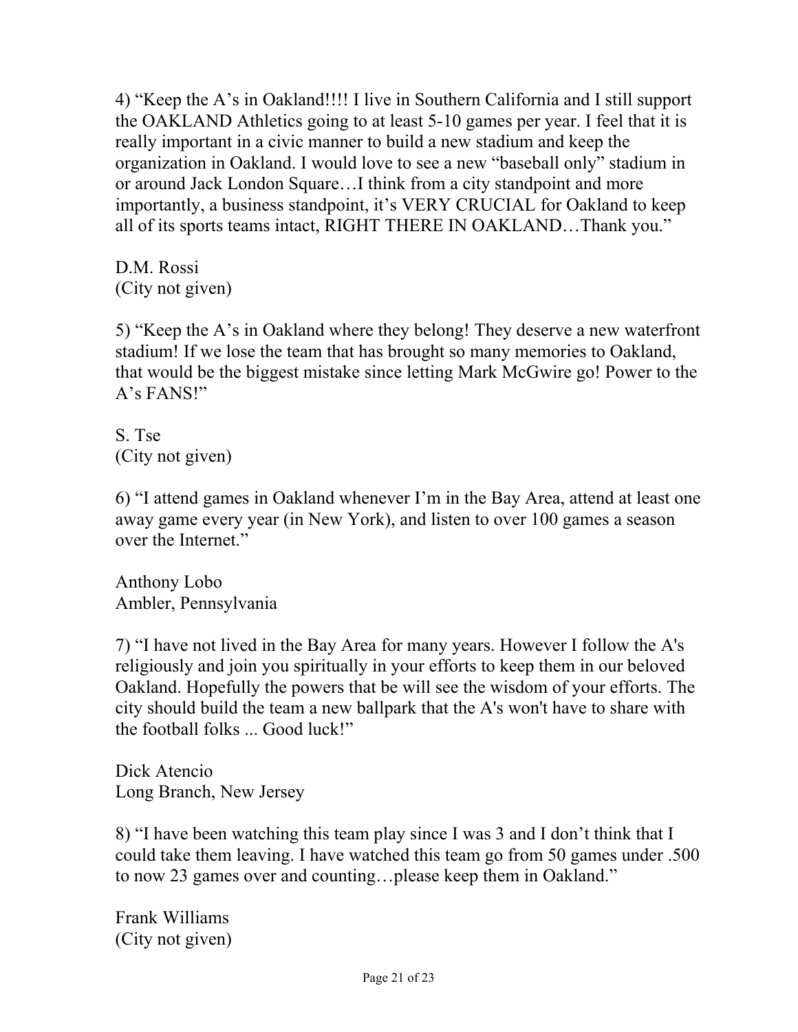4) “Keep the A’s in Oakland!!!! I live in Southern California and I still support the OAKLAND Athletics going to at least 5-10 games per year. I feel that it is really important in a civic manner to build a new stadium and keep the organization in Oakland. I would love to see a new “baseball only” stadium in or around Jack London Square…I think from a city standpoint and more importantly, a business standpoint, it’s VERY CRUCIAL for Oakland to keep all of its sports teams intact, RIGHT THERE IN OAKLAND…Thank you.”

D.M. Rossi  
(City not given)

5) “Keep the A’s in Oakland where they belong! They deserve a new waterfront stadium! If we lose the team that has brought so many memories to Oakland, that would be the biggest mistake since letting Mark McGwire go! Power to the A’s FANS!”

S. Tse  
(City not given)

6) “I attend games in Oakland whenever I’m in the Bay Area, attend at least one away game every year (in New York), and listen to over 100 games a season over the Internet.”

Anthony Lobo  
Ambler, Pennsylvania

7) “I have not lived in the Bay Area for many years. However I follow the A's religiously and join you spiritually in your efforts to keep them in our beloved Oakland. Hopefully the powers that be will see the wisdom of your efforts. The city should build the team a new ballpark that the A's won't have to share with the football folks ... Good luck!”

Dick Atencio  
Long Branch, New Jersey

8) “I have been watching this team play since I was 3 and I don’t think that I could take them leaving. I have watched this team go from 50 games under .500 to now 23 games over and counting…please keep them in Oakland.”

Frank Williams  
(City not given)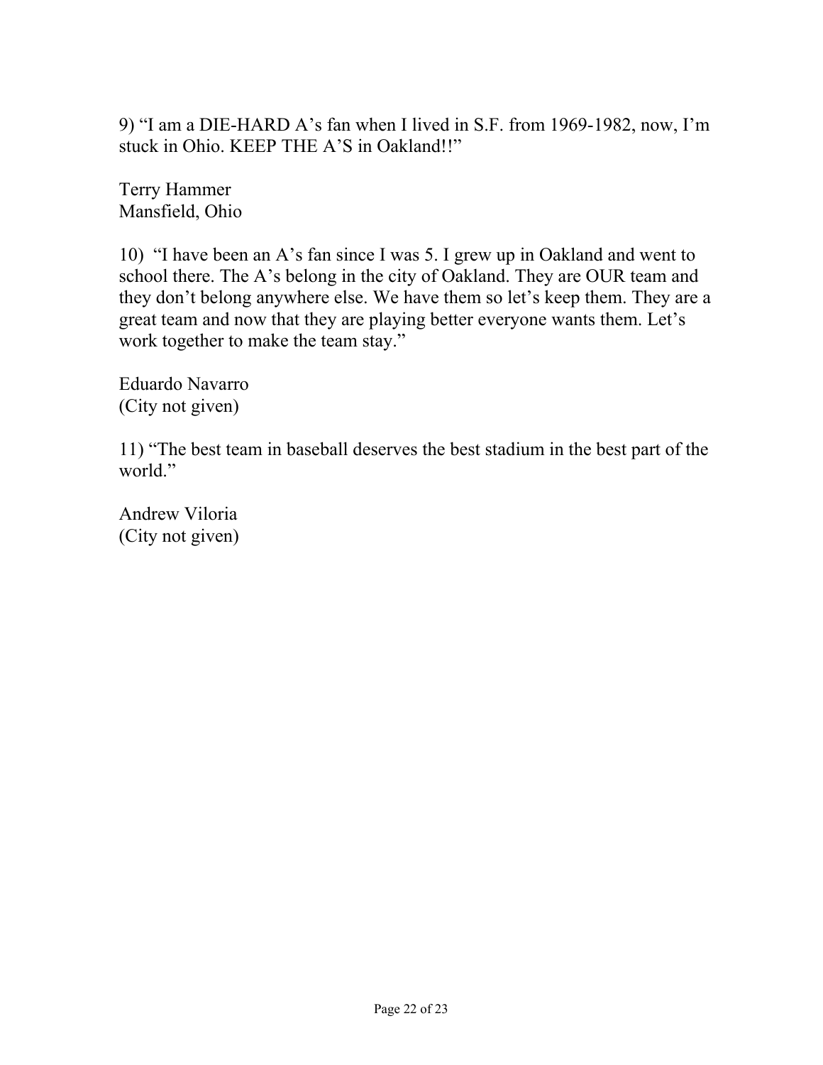9) “I am a DIE-HARD A’s fan when I lived in S.F. from 1969-1982, now, I’m stuck in Ohio. KEEP THE A’S in Oakland!!”

Terry Hammer
Mansfield, Ohio

10) “I have been an A’s fan since I was 5. I grew up in Oakland and went to school there. The A’s belong in the city of Oakland. They are OUR team and they don’t belong anywhere else. We have them so let’s keep them. They are a great team and now that they are playing better everyone wants them. Let’s work together to make the team stay.”

Eduardo Navarro
(City not given)

11) “The best team in baseball deserves the best stadium in the best part of the world.”

Andrew Viloria
(City not given)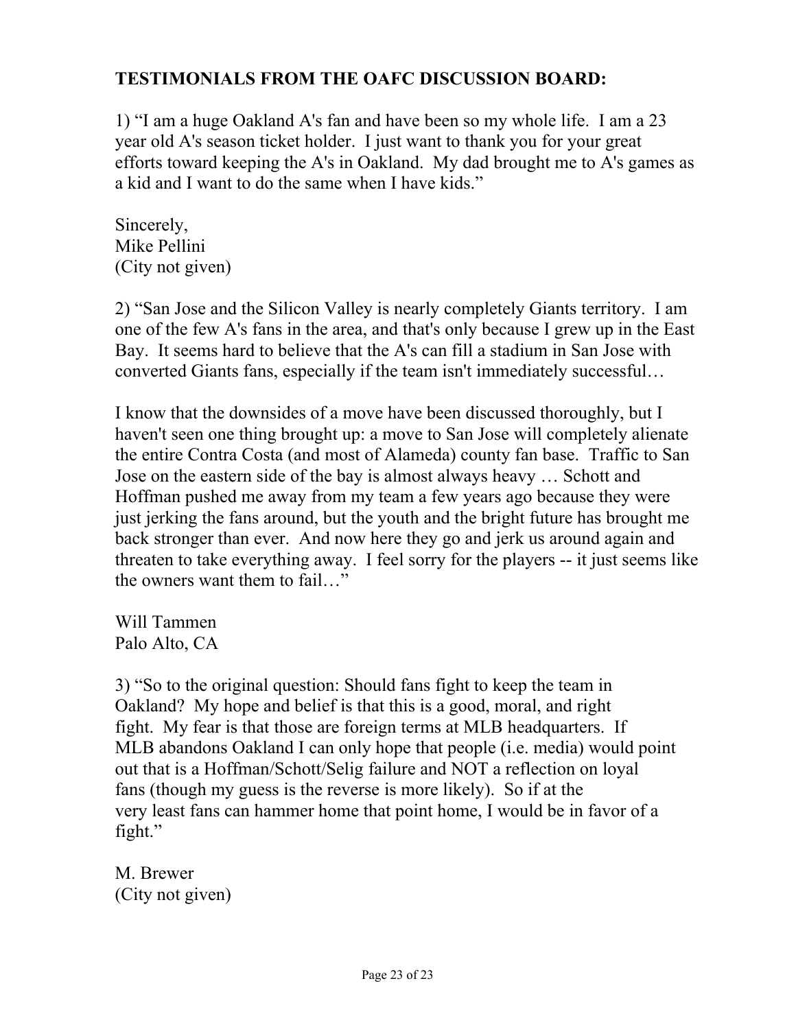**TESTIMONIALS FROM THE OAFC DISCUSSION BOARD:**

1) "I am a huge Oakland A's fan and have been so my whole life. I am a 23 year old A's season ticket holder. I just want to thank you for your great efforts toward keeping the A's in Oakland. My dad brought me to A's games as a kid and I want to do the same when I have kids."

Sincerely,
Mike Pellini
(City not given)

2) "San Jose and the Silicon Valley is nearly completely Giants territory. I am one of the few A's fans in the area, and that's only because I grew up in the East Bay. It seems hard to believe that the A's can fill a stadium in San Jose with converted Giants fans, especially if the team isn't immediately successful…

I know that the downsides of a move have been discussed thoroughly, but I haven't seen one thing brought up: a move to San Jose will completely alienate the entire Contra Costa (and most of Alameda) county fan base. Traffic to San Jose on the eastern side of the bay is almost always heavy … Schott and Hoffman pushed me away from my team a few years ago because they were just jerking the fans around, but the youth and the bright future has brought me back stronger than ever. And now here they go and jerk us around again and threaten to take everything away. I feel sorry for the players -- it just seems like the owners want them to fail…"

Will Tammen
Palo Alto, CA

3) "So to the original question: Should fans fight to keep the team in Oakland? My hope and belief is that this is a good, moral, and right fight. My fear is that those are foreign terms at MLB headquarters. If MLB abandons Oakland I can only hope that people (i.e. media) would point out that is a Hoffman/Schott/Selig failure and NOT a reflection on loyal fans (though my guess is the reverse is more likely). So if at the very least fans can hammer home that point home, I would be in favor of a fight."

M. Brewer
(City not given)